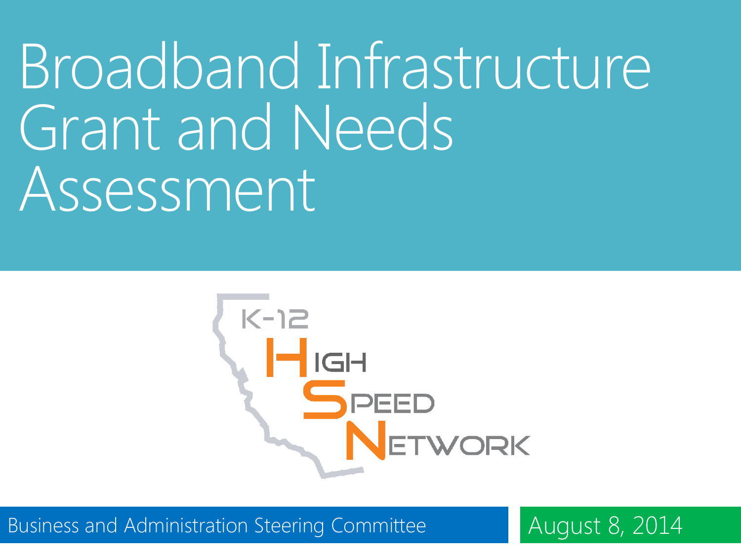# Broadband Infrastructure Grant and Needs Assessment

K-12 High Speed Network

Business and Administration Steering Committee

August 8, 2014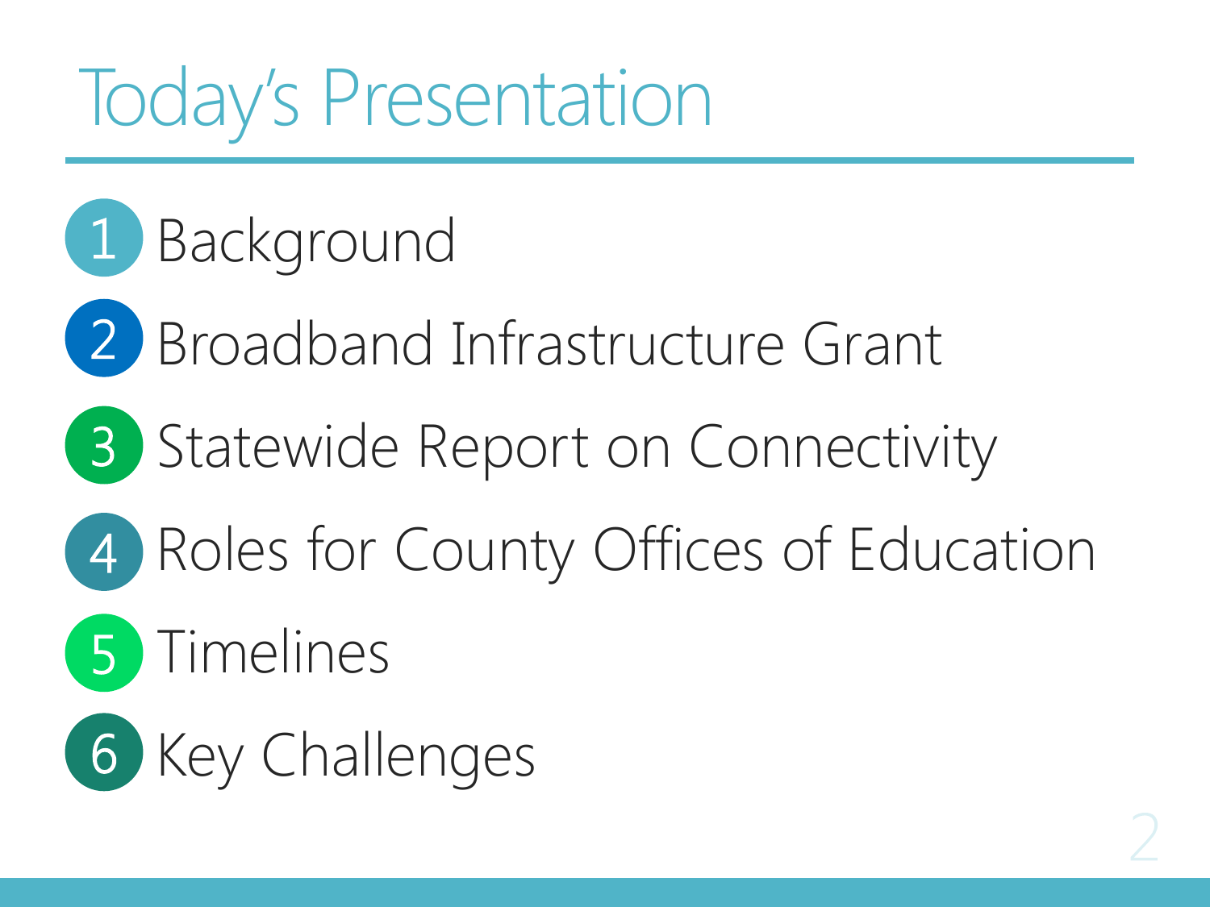# Today's Presentation

1. Background
2. Broadband Infrastructure Grant
3. Statewide Report on Connectivity
4. Roles for County Offices of Education
5. Timelines
6. Key Challenges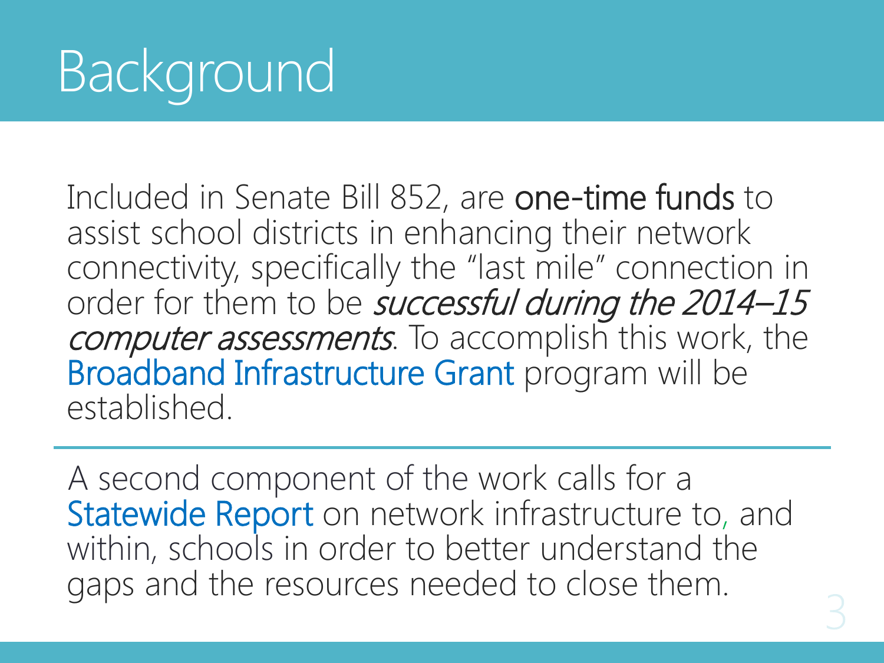# Background

Included in Senate Bill 852, are **one-time funds** to assist school districts in enhancing their network connectivity, specifically the "last mile" connection in order for them to be *successful during the 2014–15 computer assessments*. To accomplish this work, the Broadband Infrastructure Grant program will be established.

---

A second component of the work calls for a Statewide Report on network infrastructure to, and within, schools in order to better understand the gaps and the resources needed to close them.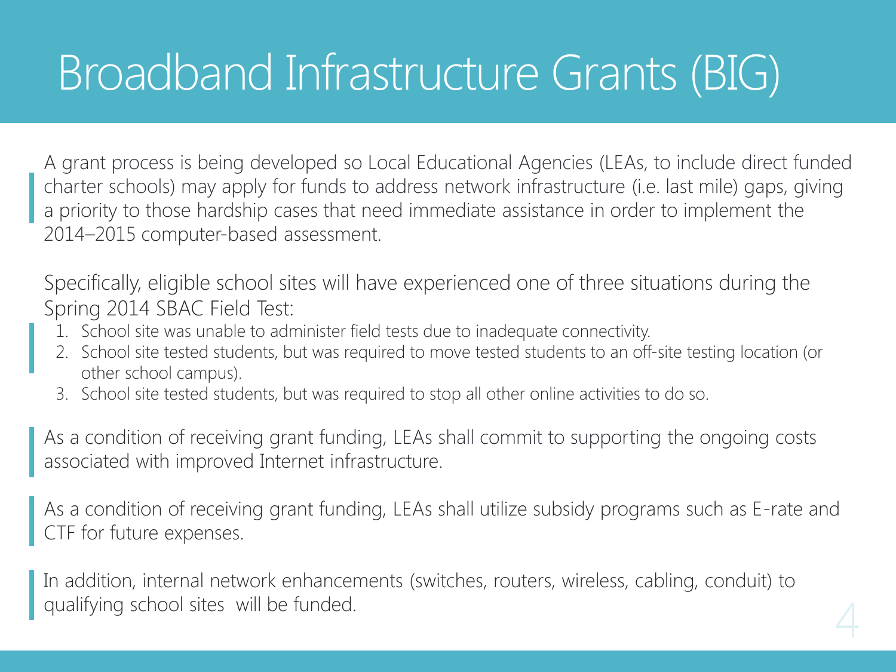# Broadband Infrastructure Grants (BIG)

A grant process is being developed so Local Educational Agencies (LEAs, to include direct funded charter schools) may apply for funds to address network infrastructure (i.e. last mile) gaps, giving a priority to those hardship cases that need immediate assistance in order to implement the 2014–2015 computer-based assessment.

Specifically, eligible school sites will have experienced one of three situations during the Spring 2014 SBAC Field Test:

1. School site was unable to administer field tests due to inadequate connectivity.
2. School site tested students, but was required to move tested students to an off-site testing location (or other school campus).
3. School site tested students, but was required to stop all other online activities to do so.

As a condition of receiving grant funding, LEAs shall commit to supporting the ongoing costs associated with improved Internet infrastructure.

As a condition of receiving grant funding, LEAs shall utilize subsidy programs such as E-rate and CTF for future expenses.

In addition, internal network enhancements (switches, routers, wireless, cabling, conduit) to qualifying school sites will be funded.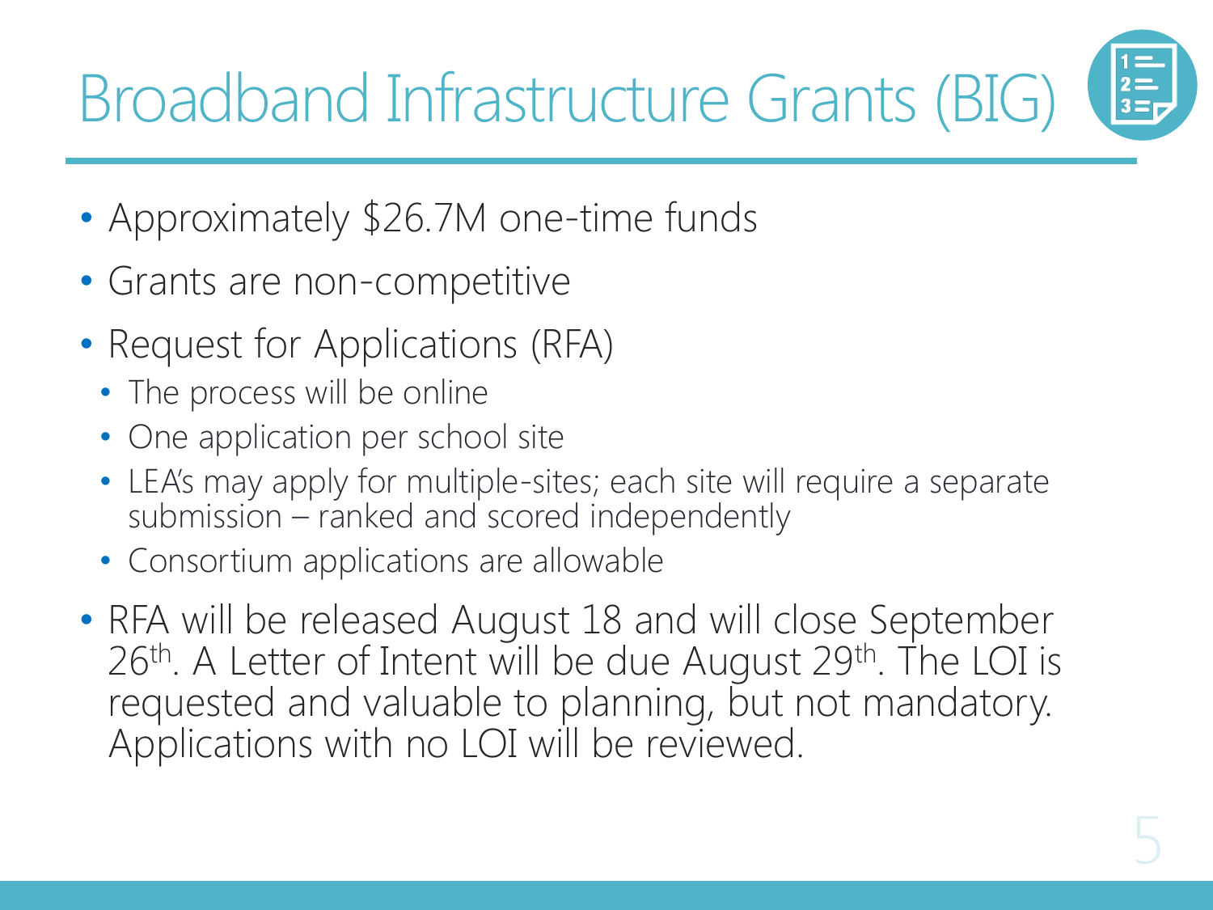# Broadband Infrastructure Grants (BIG)

- Approximately $26.7M one-time funds
- Grants are non-competitive
- Request for Applications (RFA)
  - The process will be online
  - One application per school site
  - LEA's may apply for multiple-sites; each site will require a separate submission – ranked and scored independently
  - Consortium applications are allowable
- RFA will be released August 18 and will close September 26th. A Letter of Intent will be due August 29th. The LOI is requested and valuable to planning, but not mandatory. Applications with no LOI will be reviewed.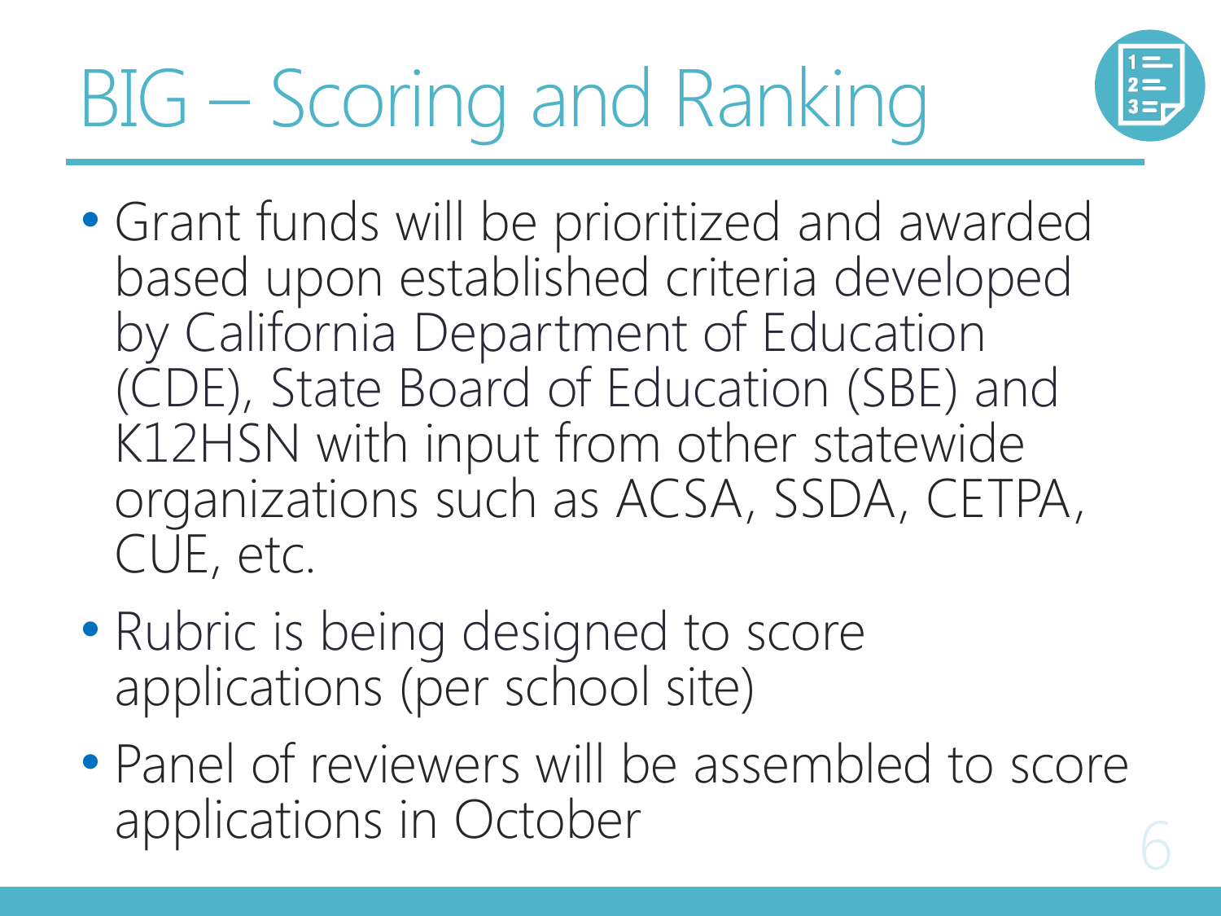# BIG – Scoring and Ranking

- Grant funds will be prioritized and awarded based upon established criteria developed by California Department of Education (CDE), State Board of Education (SBE) and K12HSN with input from other statewide organizations such as ACSA, SSDA, CETPA, CUE, etc.
- Rubric is being designed to score applications (per school site)
- Panel of reviewers will be assembled to score applications in October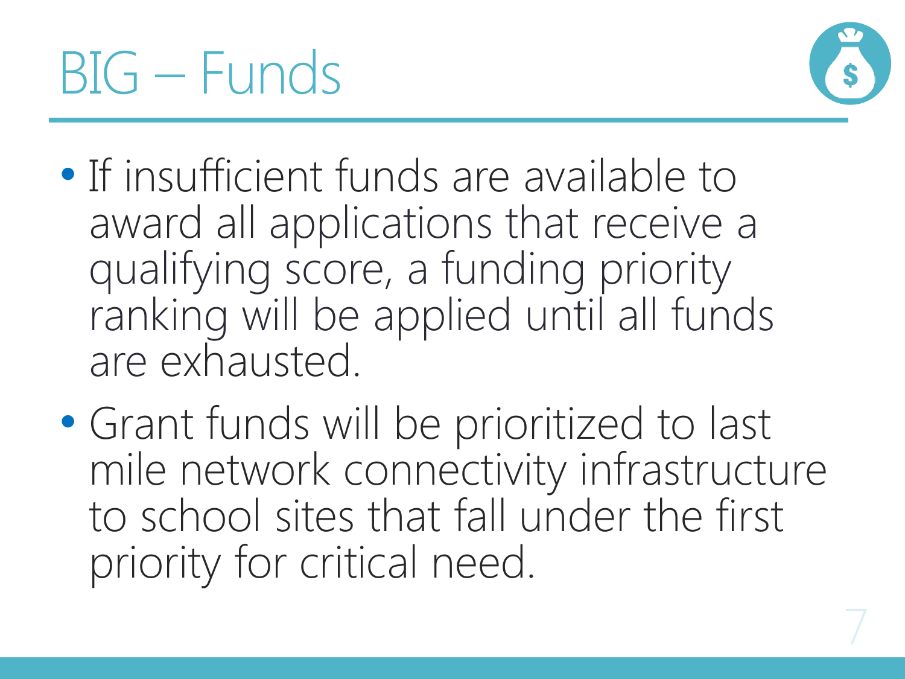# BIG – Funds

- If insufficient funds are available to award all applications that receive a qualifying score, a funding priority ranking will be applied until all funds are exhausted.
- Grant funds will be prioritized to last mile network connectivity infrastructure to school sites that fall under the first priority for critical need.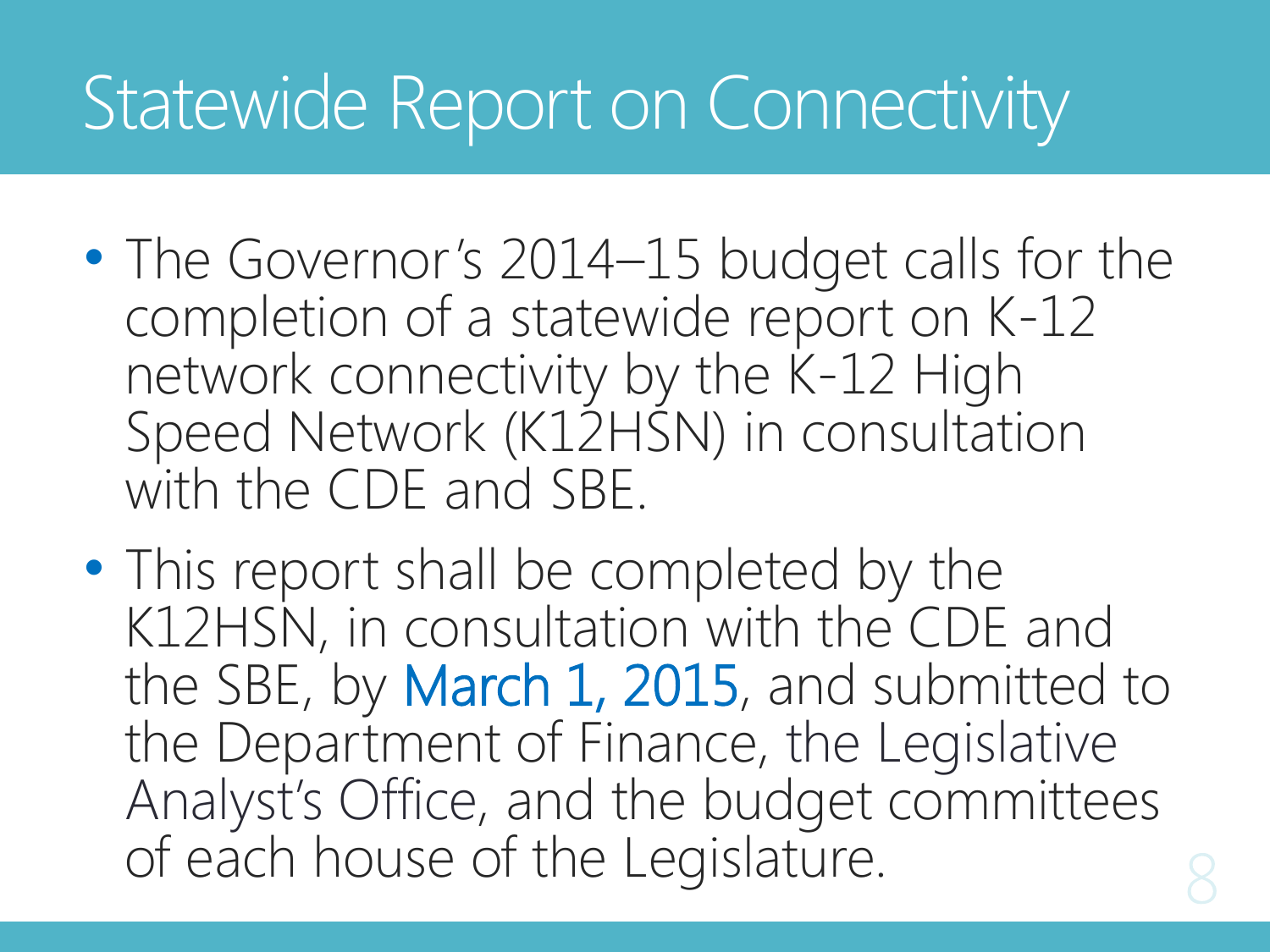# Statewide Report on Connectivity

- The Governor's 2014–15 budget calls for the completion of a statewide report on K-12 network connectivity by the K-12 High Speed Network (K12HSN) in consultation with the CDE and SBE.
- This report shall be completed by the K12HSN, in consultation with the CDE and the SBE, by March 1, 2015, and submitted to the Department of Finance, the Legislative Analyst's Office, and the budget committees of each house of the Legislature.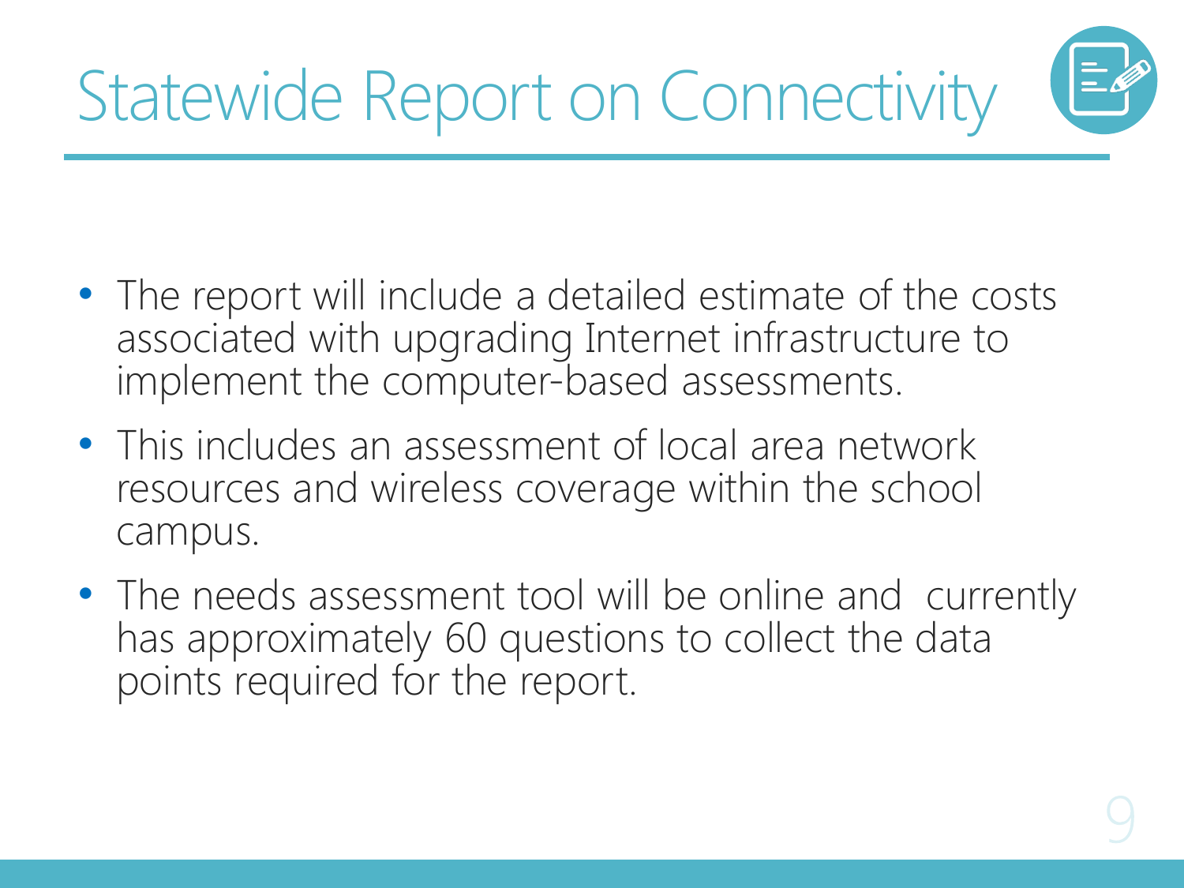# Statewide Report on Connectivity

- The report will include a detailed estimate of the costs associated with upgrading Internet infrastructure to implement the computer-based assessments.
- This includes an assessment of local area network resources and wireless coverage within the school campus.
- The needs assessment tool will be online and currently has approximately 60 questions to collect the data points required for the report.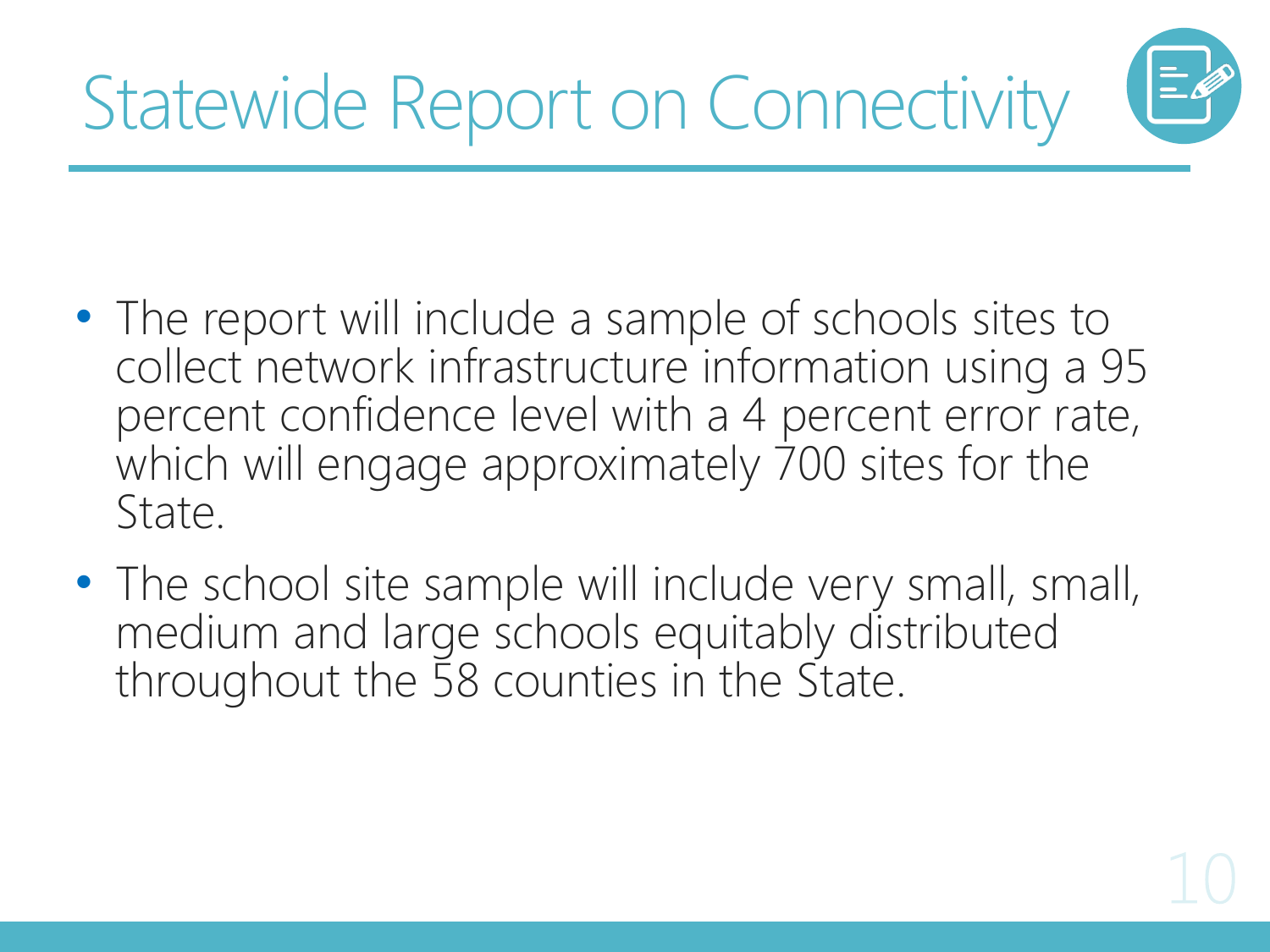# Statewide Report on Connectivity

- The report will include a sample of schools sites to collect network infrastructure information using a 95 percent confidence level with a 4 percent error rate, which will engage approximately 700 sites for the State.
- The school site sample will include very small, small, medium and large schools equitably distributed throughout the 58 counties in the State.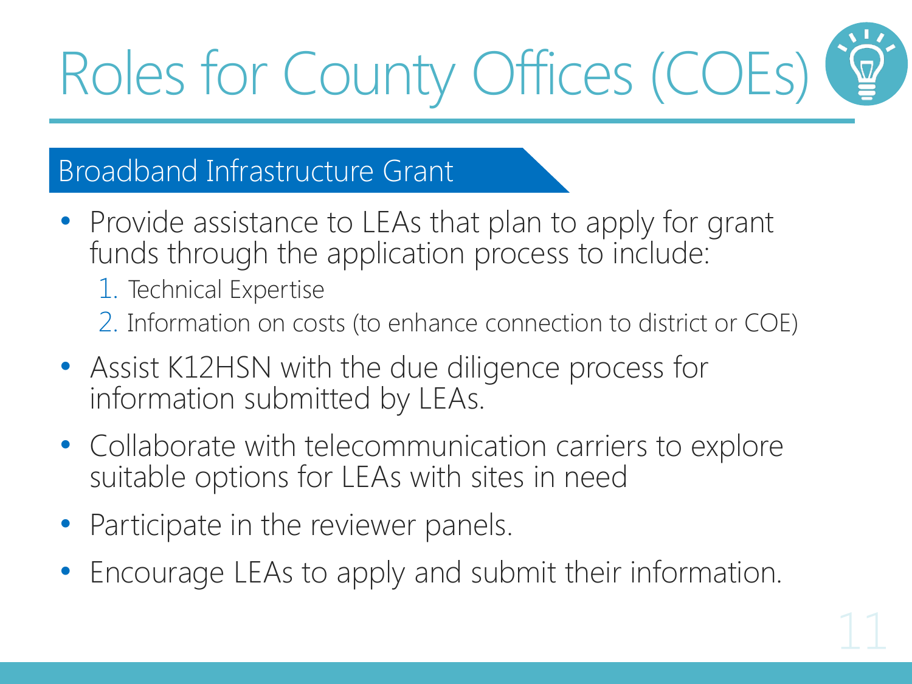# Roles for County Offices (COEs)

## Broadband Infrastructure Grant

- Provide assistance to LEAs that plan to apply for grant funds through the application process to include:
  1. Technical Expertise
  2. Information on costs (to enhance connection to district or COE)
- Assist K12HSN with the due diligence process for information submitted by LEAs.
- Collaborate with telecommunication carriers to explore suitable options for LEAs with sites in need
- Participate in the reviewer panels.
- Encourage LEAs to apply and submit their information.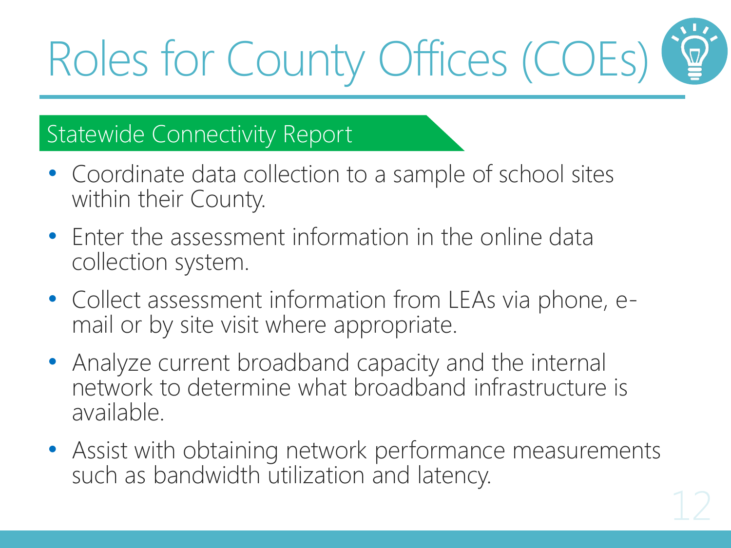# Roles for County Offices (COEs)

## Statewide Connectivity Report

- Coordinate data collection to a sample of school sites within their County.
- Enter the assessment information in the online data collection system.
- Collect assessment information from LEAs via phone, e-mail or by site visit where appropriate.
- Analyze current broadband capacity and the internal network to determine what broadband infrastructure is available.
- Assist with obtaining network performance measurements such as bandwidth utilization and latency.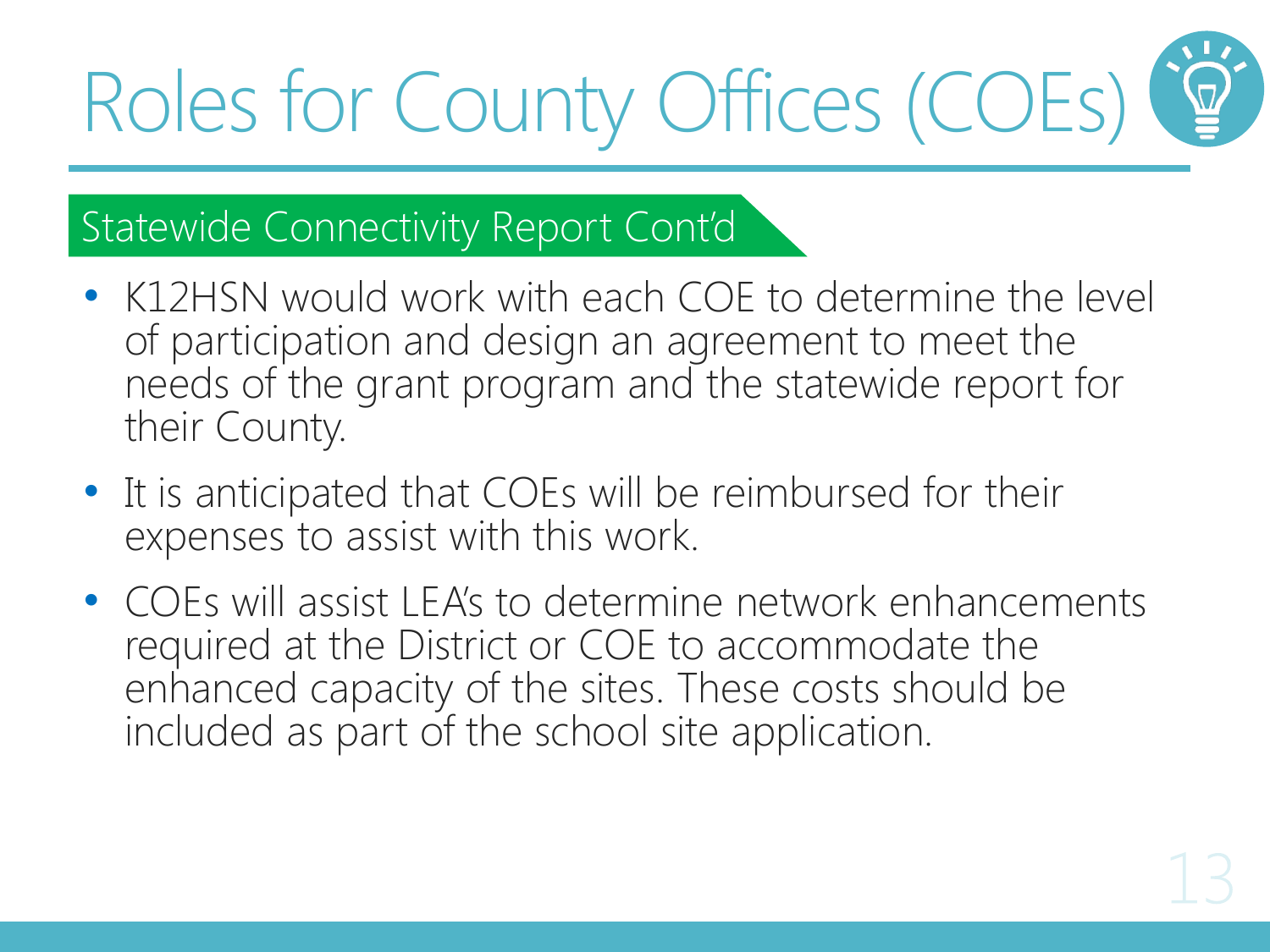# Roles for County Offices (COEs)

## Statewide Connectivity Report Cont'd

- K12HSN would work with each COE to determine the level of participation and design an agreement to meet the needs of the grant program and the statewide report for their County.
- It is anticipated that COEs will be reimbursed for their expenses to assist with this work.
- COEs will assist LEA's to determine network enhancements required at the District or COE to accommodate the enhanced capacity of the sites. These costs should be included as part of the school site application.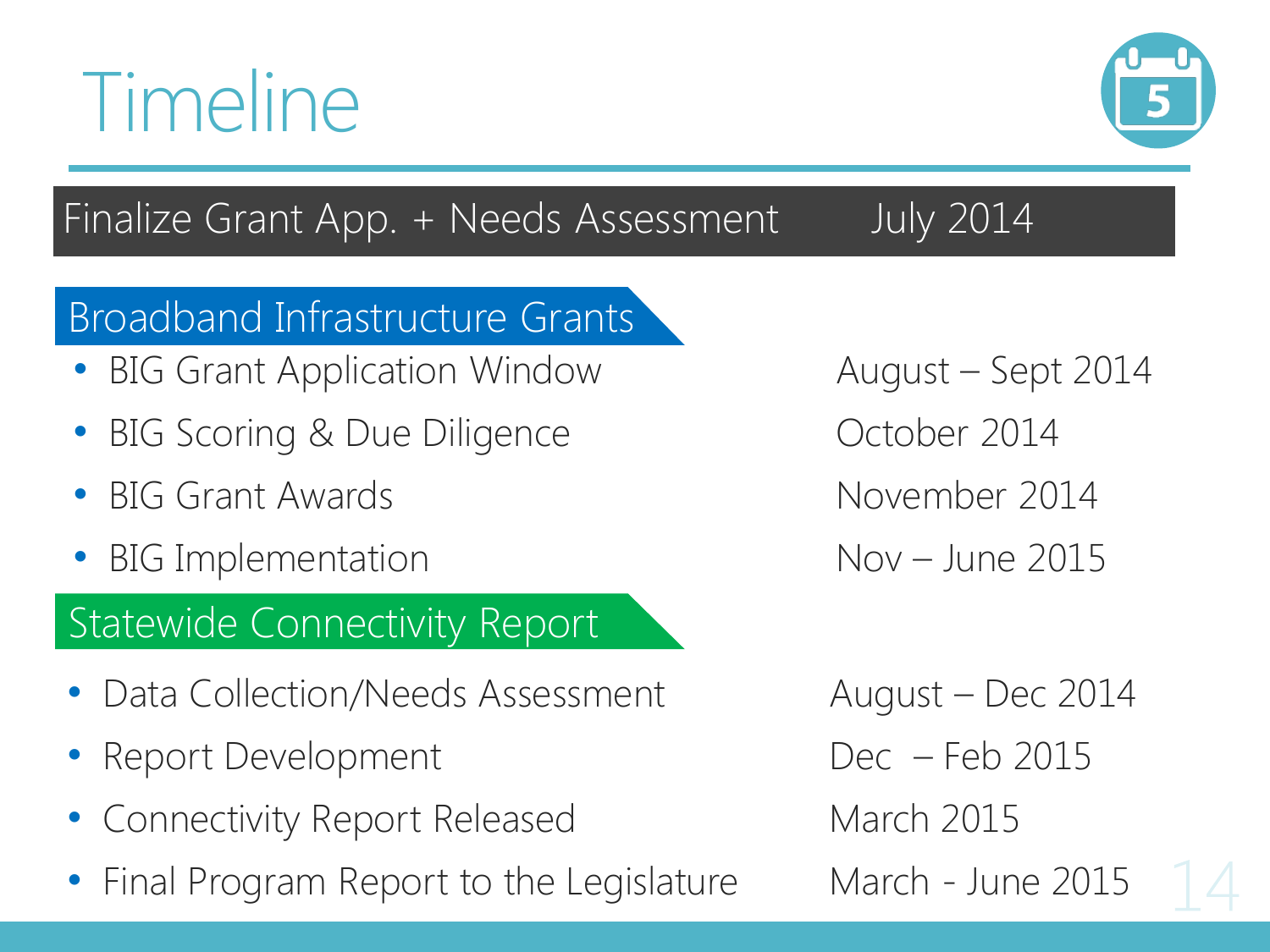# Timeline

| Task | Date |
| --- | --- |
| **Finalize Grant App. + Needs Assessment** | **July 2014** |
| **Broadband Infrastructure Grants** | |
| • BIG Grant Application Window | August – Sept 2014 |
| • BIG Scoring & Due Diligence | October 2014 |
| • BIG Grant Awards | November 2014 |
| • BIG Implementation | Nov – June 2015 |
| **Statewide Connectivity Report** | |
| • Data Collection/Needs Assessment | August – Dec 2014 |
| • Report Development | Dec – Feb 2015 |
| • Connectivity Report Released | March 2015 |
| • Final Program Report to the Legislature | March - June 2015 |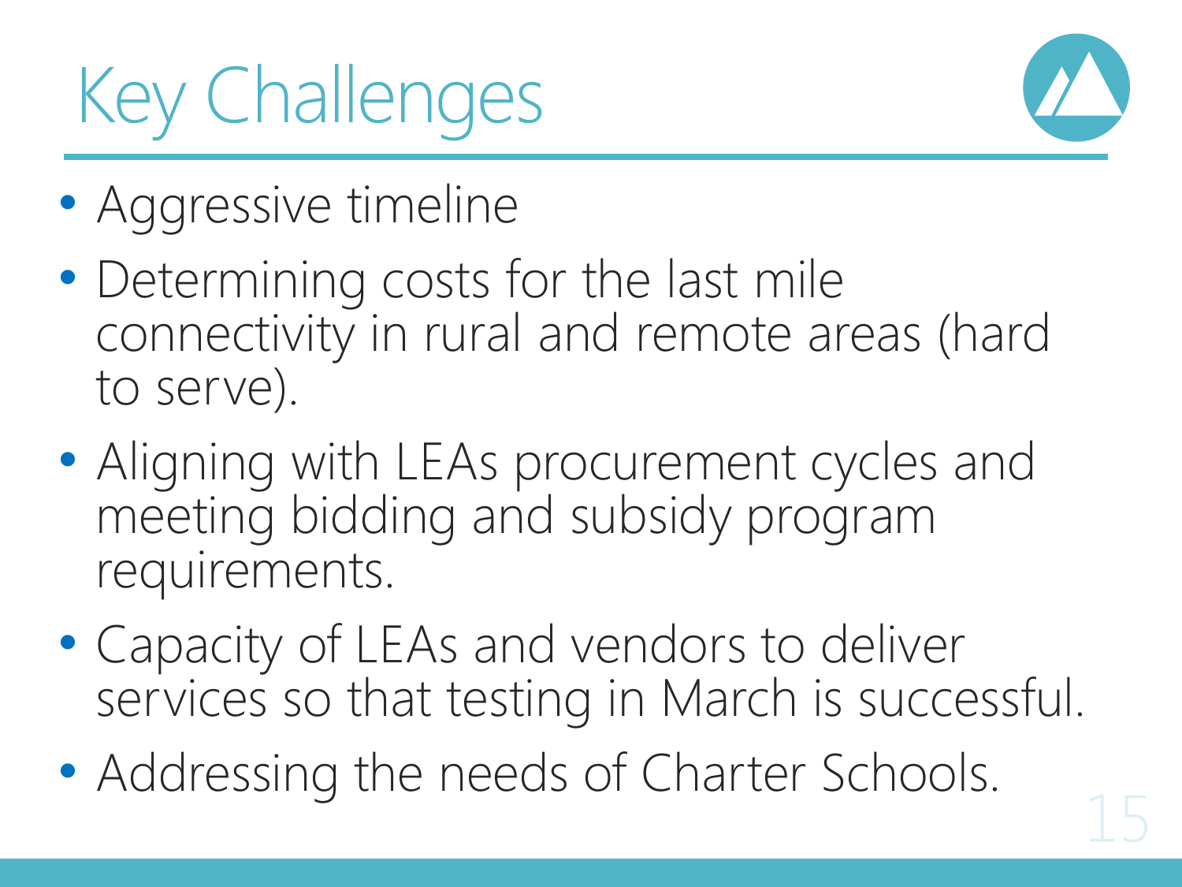# Key Challenges

- Aggressive timeline
- Determining costs for the last mile connectivity in rural and remote areas (hard to serve).
- Aligning with LEAs procurement cycles and meeting bidding and subsidy program requirements.
- Capacity of LEAs and vendors to deliver services so that testing in March is successful.
- Addressing the needs of Charter Schools.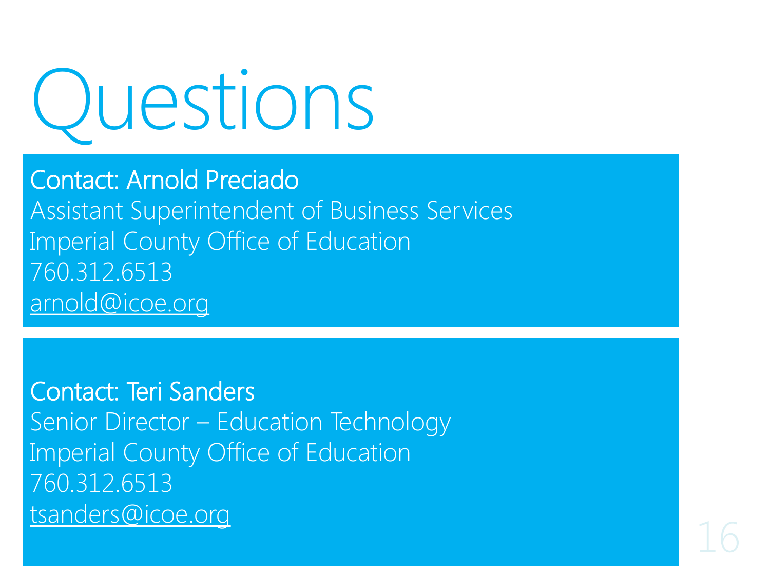# Questions

**Contact: Arnold Preciado**
Assistant Superintendent of Business Services
Imperial County Office of Education
760.312.6513
arnold@icoe.org

**Contact: Teri Sanders**
Senior Director – Education Technology
Imperial County Office of Education
760.312.6513
tsanders@icoe.org